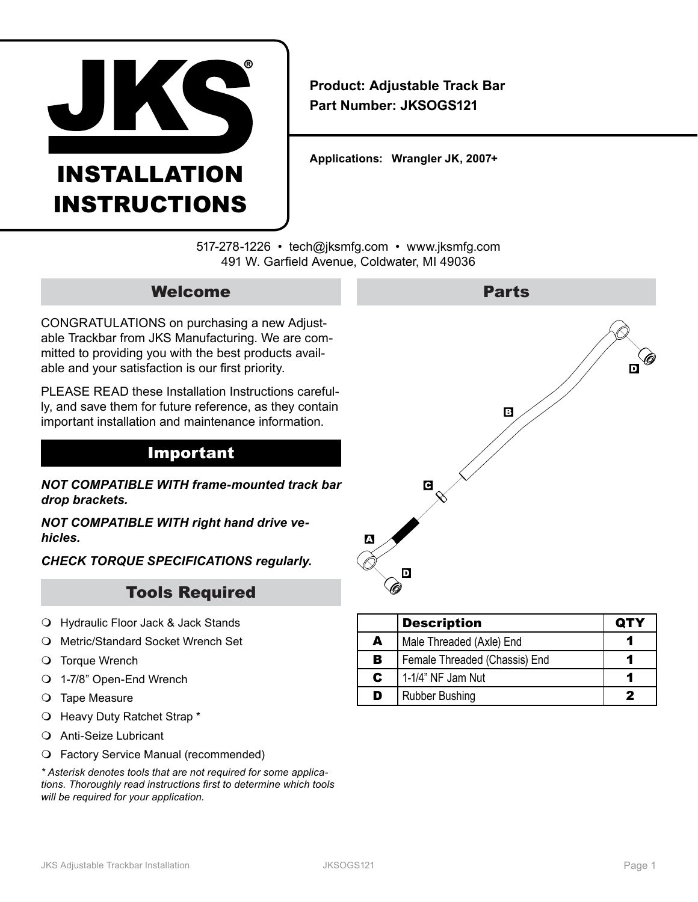# JKS® INSTALLATION INSTRUCTIONS

**Product: Adjustable Track Bar**
**Part Number: JKSOGS121**

**Applications: Wrangler JK, 2007+**

517-278-1226 • tech@jksmfg.com • www.jksmfg.com
491 W. Garfield Avenue, Coldwater, MI 49036

## Welcome

CONGRATULATIONS on purchasing a new Adjustable Trackbar from JKS Manufacturing. We are committed to providing you with the best products available and your satisfaction is our first priority.

PLEASE READ these Installation Instructions carefully, and save them for future reference, as they contain important installation and maintenance information.

## Important

***NOT COMPATIBLE WITH frame-mounted track bar drop brackets.***

***NOT COMPATIBLE WITH right hand drive vehicles.***

***CHECK TORQUE SPECIFICATIONS regularly.***

## Tools Required

- Hydraulic Floor Jack & Jack Stands
- Metric/Standard Socket Wrench Set
- Torque Wrench
- 1-7/8" Open-End Wrench
- Tape Measure
- Heavy Duty Ratchet Strap *
- Anti-Seize Lubricant
- Factory Service Manual (recommended)

*\* Asterisk denotes tools that are not required for some applications. Thoroughly read instructions first to determine which tools will be required for your application.*

## Parts

| | Description | QTY |
|---|---|---|
| **A** | Male Threaded (Axle) End | **1** |
| **B** | Female Threaded (Chassis) End | **1** |
| **C** | 1-1/4" NF Jam Nut | **1** |
| **D** | Rubber Bushing | **2** |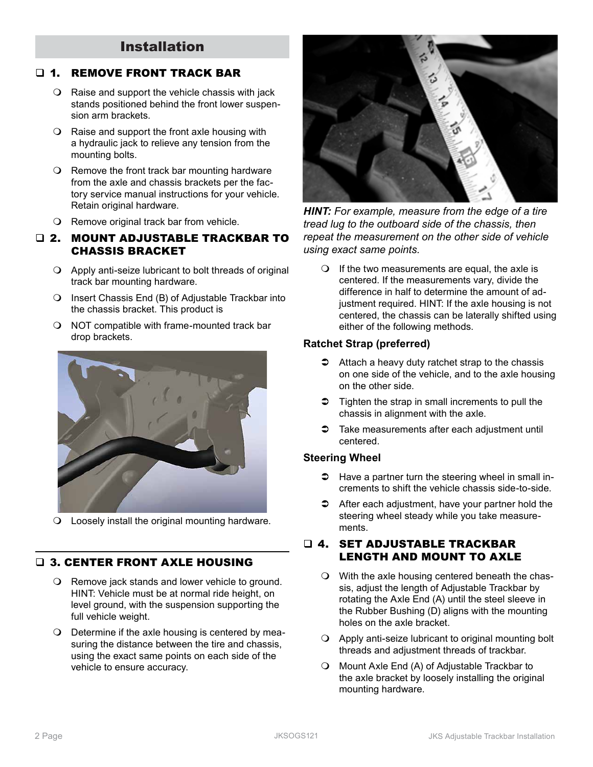## Installation

### ❑ 1. REMOVE FRONT TRACK BAR

- Raise and support the vehicle chassis with jack stands positioned behind the front lower suspension arm brackets.
- Raise and support the front axle housing with a hydraulic jack to relieve any tension from the mounting bolts.
- Remove the front track bar mounting hardware from the axle and chassis brackets per the factory service manual instructions for your vehicle. Retain original hardware.
- Remove original track bar from vehicle.

### ❑ 2. MOUNT ADJUSTABLE TRACKBAR TO CHASSIS BRACKET

- Apply anti-seize lubricant to bolt threads of original track bar mounting hardware.
- Insert Chassis End (B) of Adjustable Trackbar into the chassis bracket. This product is
- NOT compatible with frame-mounted track bar drop brackets.
- Loosely install the original mounting hardware.

### ❑ 3. CENTER FRONT AXLE HOUSING

- Remove jack stands and lower vehicle to ground. HINT: Vehicle must be at normal ride height, on level ground, with the suspension supporting the full vehicle weight.
- Determine if the axle housing is centered by measuring the distance between the tire and chassis, using the exact same points on each side of the vehicle to ensure accuracy.

***HINT:*** *For example, measure from the edge of a tire tread lug to the outboard side of the chassis, then repeat the measurement on the other side of vehicle using exact same points.*

- If the two measurements are equal, the axle is centered. If the measurements vary, divide the difference in half to determine the amount of adjustment required. HINT: If the axle housing is not centered, the chassis can be laterally shifted using either of the following methods.

**Ratchet Strap (preferred)**

- Attach a heavy duty ratchet strap to the chassis on one side of the vehicle, and to the axle housing on the other side.
- Tighten the strap in small increments to pull the chassis in alignment with the axle.
- Take measurements after each adjustment until centered.

**Steering Wheel**

- Have a partner turn the steering wheel in small increments to shift the vehicle chassis side-to-side.
- After each adjustment, have your partner hold the steering wheel steady while you take measurements.

### ❑ 4. SET ADJUSTABLE TRACKBAR LENGTH AND MOUNT TO AXLE

- With the axle housing centered beneath the chassis, adjust the length of Adjustable Trackbar by rotating the Axle End (A) until the steel sleeve in the Rubber Bushing (D) aligns with the mounting holes on the axle bracket.
- Apply anti-seize lubricant to original mounting bolt threads and adjustment threads of trackbar.
- Mount Axle End (A) of Adjustable Trackbar to the axle bracket by loosely installing the original mounting hardware.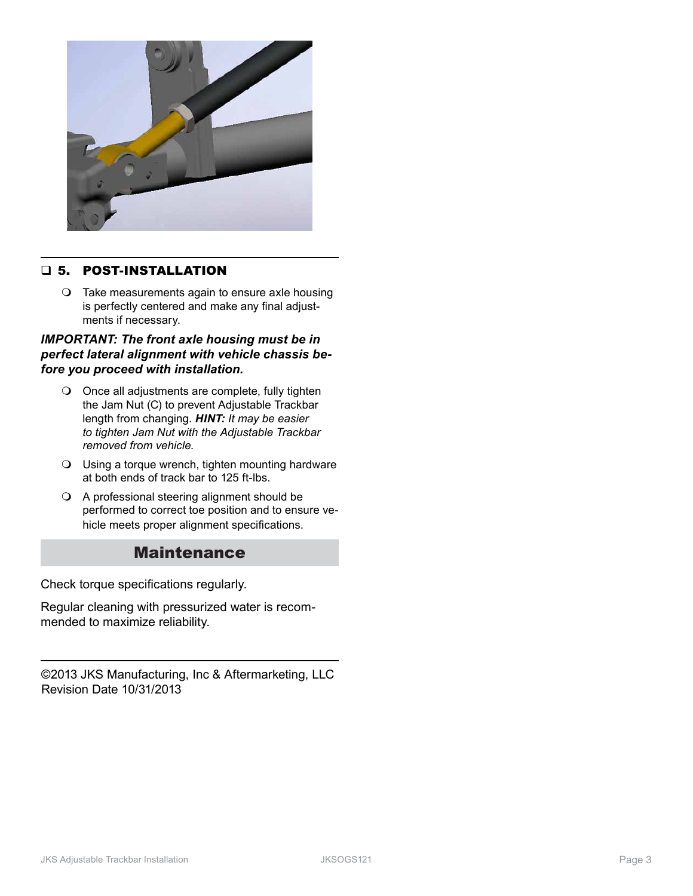## ❑ 5. POST-INSTALLATION

- Take measurements again to ensure axle housing is perfectly centered and make any final adjustments if necessary.

***IMPORTANT: The front axle housing must be in perfect lateral alignment with vehicle chassis before you proceed with installation.***

- Once all adjustments are complete, fully tighten the Jam Nut (C) to prevent Adjustable Trackbar length from changing. ***HINT:*** *It may be easier to tighten Jam Nut with the Adjustable Trackbar removed from vehicle.*
- Using a torque wrench, tighten mounting hardware at both ends of track bar to 125 ft-lbs.
- A professional steering alignment should be performed to correct toe position and to ensure vehicle meets proper alignment specifications.

## Maintenance

Check torque specifications regularly.

Regular cleaning with pressurized water is recommended to maximize reliability.

©2013 JKS Manufacturing, Inc & Aftermarketing, LLC
Revision Date 10/31/2013